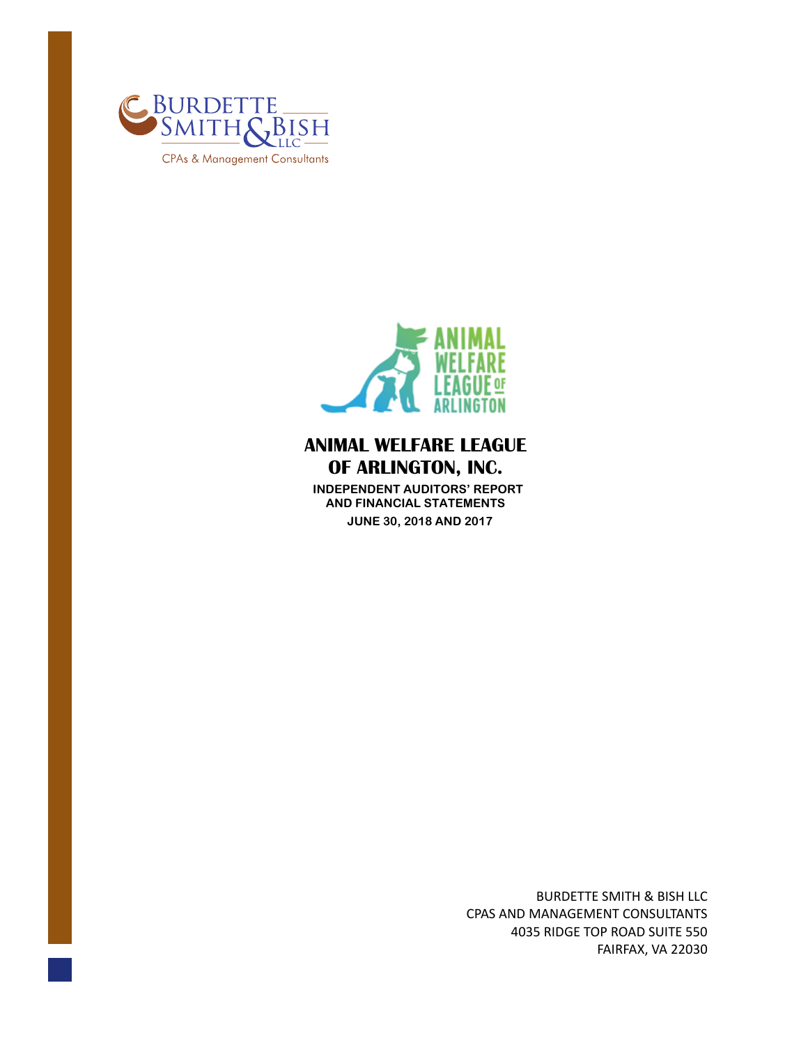BURDETTE SMITH & BISH LLC

CPAs & Management Consultants

ANIMAL WELFARE LEAGUE OF ARLINGTON

# ANIMAL WELFARE LEAGUE OF ARLINGTON, INC.

**INDEPENDENT AUDITORS' REPORT AND FINANCIAL STATEMENTS**

**JUNE 30, 2018 AND 2017**

BURDETTE SMITH & BISH LLC
CPAS AND MANAGEMENT CONSULTANTS
4035 RIDGE TOP ROAD SUITE 550
FAIRFAX, VA 22030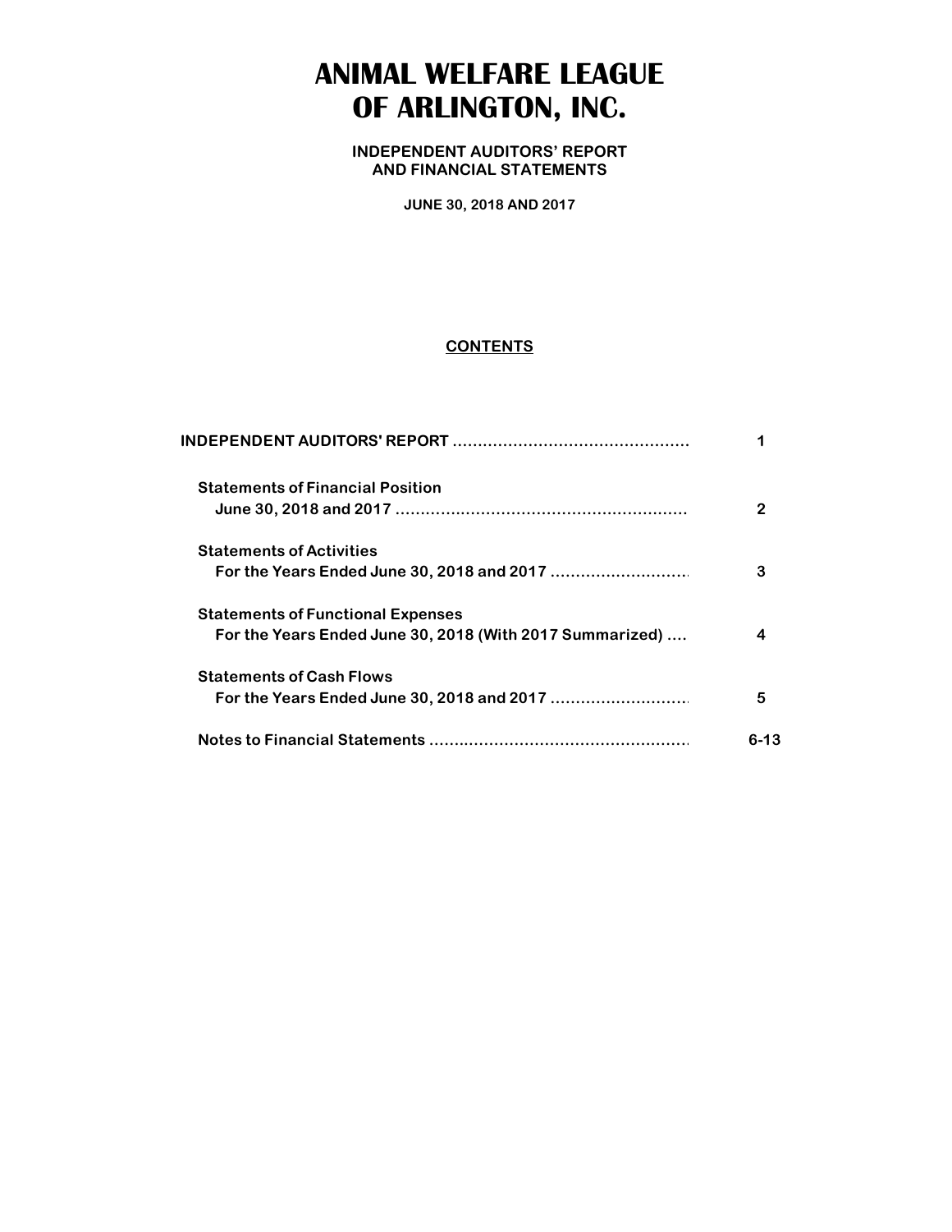# ANIMAL WELFARE LEAGUE OF ARLINGTON, INC.

**INDEPENDENT AUDITORS' REPORT AND FINANCIAL STATEMENTS**

**JUNE 30, 2018 AND 2017**

**CONTENTS**

| | |
|---|---|
| **INDEPENDENT AUDITORS' REPORT** | **1** |
| **Statements of Financial Position** June 30, 2018 and 2017 | **2** |
| **Statements of Activities** For the Years Ended June 30, 2018 and 2017 | **3** |
| **Statements of Functional Expenses** For the Years Ended June 30, 2018 (With 2017 Summarized) | **4** |
| **Statements of Cash Flows** For the Years Ended June 30, 2018 and 2017 | **5** |
| **Notes to Financial Statements** | **6-13** |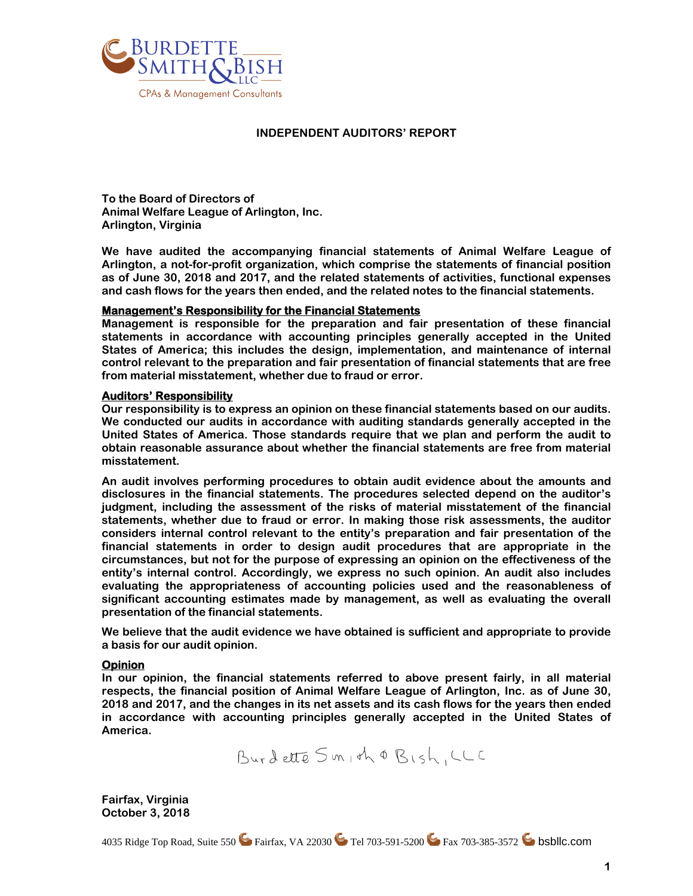BURDETTE SMITH & BISH LLC

CPAs & Management Consultants

# INDEPENDENT AUDITORS' REPORT

**To the Board of Directors of**
**Animal Welfare League of Arlington, Inc.**
**Arlington, Virginia**

**We have audited the accompanying financial statements of Animal Welfare League of Arlington, a not-for-profit organization, which comprise the statements of financial position as of June 30, 2018 and 2017, and the related statements of activities, functional expenses and cash flows for the years then ended, and the related notes to the financial statements.**

## Management's Responsibility for the Financial Statements

**Management is responsible for the preparation and fair presentation of these financial statements in accordance with accounting principles generally accepted in the United States of America; this includes the design, implementation, and maintenance of internal control relevant to the preparation and fair presentation of financial statements that are free from material misstatement, whether due to fraud or error.**

## Auditors' Responsibility

**Our responsibility is to express an opinion on these financial statements based on our audits. We conducted our audits in accordance with auditing standards generally accepted in the United States of America. Those standards require that we plan and perform the audit to obtain reasonable assurance about whether the financial statements are free from material misstatement.**

**An audit involves performing procedures to obtain audit evidence about the amounts and disclosures in the financial statements. The procedures selected depend on the auditor's judgment, including the assessment of the risks of material misstatement of the financial statements, whether due to fraud or error. In making those risk assessments, the auditor considers internal control relevant to the entity's preparation and fair presentation of the financial statements in order to design audit procedures that are appropriate in the circumstances, but not for the purpose of expressing an opinion on the effectiveness of the entity's internal control. Accordingly, we express no such opinion. An audit also includes evaluating the appropriateness of accounting policies used and the reasonableness of significant accounting estimates made by management, as well as evaluating the overall presentation of the financial statements.**

**We believe that the audit evidence we have obtained is sufficient and appropriate to provide a basis for our audit opinion.**

## Opinion

**In our opinion, the financial statements referred to above present fairly, in all material respects, the financial position of Animal Welfare League of Arlington, Inc. as of June 30, 2018 and 2017, and the changes in its net assets and its cash flows for the years then ended in accordance with accounting principles generally accepted in the United States of America.**

Burdette Smith & Bish, LLC

**Fairfax, Virginia**
**October 3, 2018**

4035 Ridge Top Road, Suite 550 Fairfax, VA 22030 Tel 703-591-5200 Fax 703-385-3572 bsbllc.com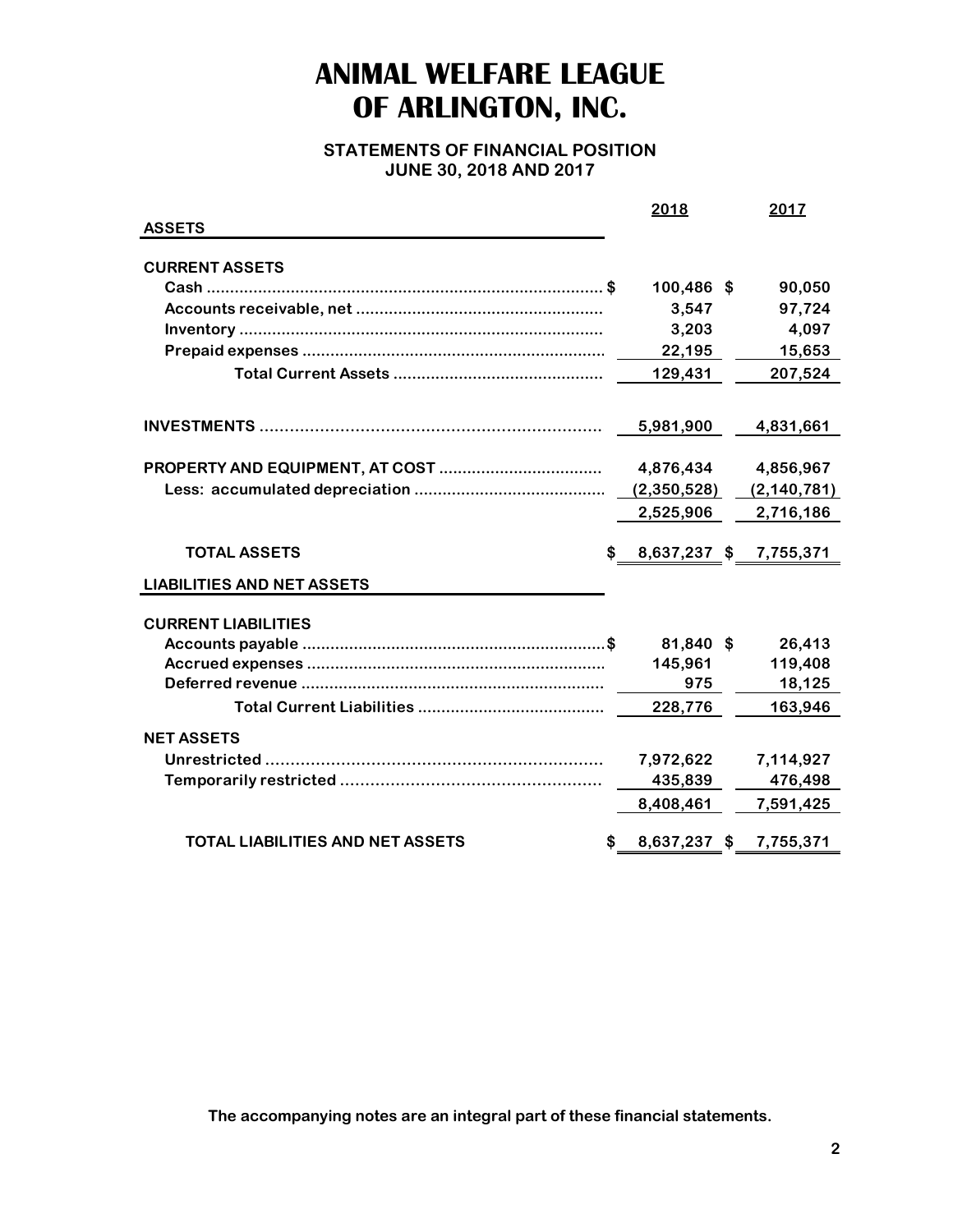# ANIMAL WELFARE LEAGUE OF ARLINGTON, INC.

## STATEMENTS OF FINANCIAL POSITION
## JUNE 30, 2018 AND 2017

| | 2018 | 2017 |
|---|---|---|
| **ASSETS** | | |
| **CURRENT ASSETS** | | |
| Cash | $ 100,486 | $ 90,050 |
| Accounts receivable, net | 3,547 | 97,724 |
| Inventory | 3,203 | 4,097 |
| Prepaid expenses | 22,195 | 15,653 |
| Total Current Assets | 129,431 | 207,524 |
| **INVESTMENTS** | 5,981,900 | 4,831,661 |
| **PROPERTY AND EQUIPMENT, AT COST** | 4,876,434 | 4,856,967 |
| Less: accumulated depreciation | (2,350,528) | (2,140,781) |
| | 2,525,906 | 2,716,186 |
| **TOTAL ASSETS** | $ 8,637,237 | $ 7,755,371 |
| **LIABILITIES AND NET ASSETS** | | |
| **CURRENT LIABILITIES** | | |
| Accounts payable | $ 81,840 | $ 26,413 |
| Accrued expenses | 145,961 | 119,408 |
| Deferred revenue | 975 | 18,125 |
| Total Current Liabilities | 228,776 | 163,946 |
| **NET ASSETS** | | |
| Unrestricted | 7,972,622 | 7,114,927 |
| Temporarily restricted | 435,839 | 476,498 |
| | 8,408,461 | 7,591,425 |
| **TOTAL LIABILITIES AND NET ASSETS** | $ 8,637,237 | $ 7,755,371 |

The accompanying notes are an integral part of these financial statements.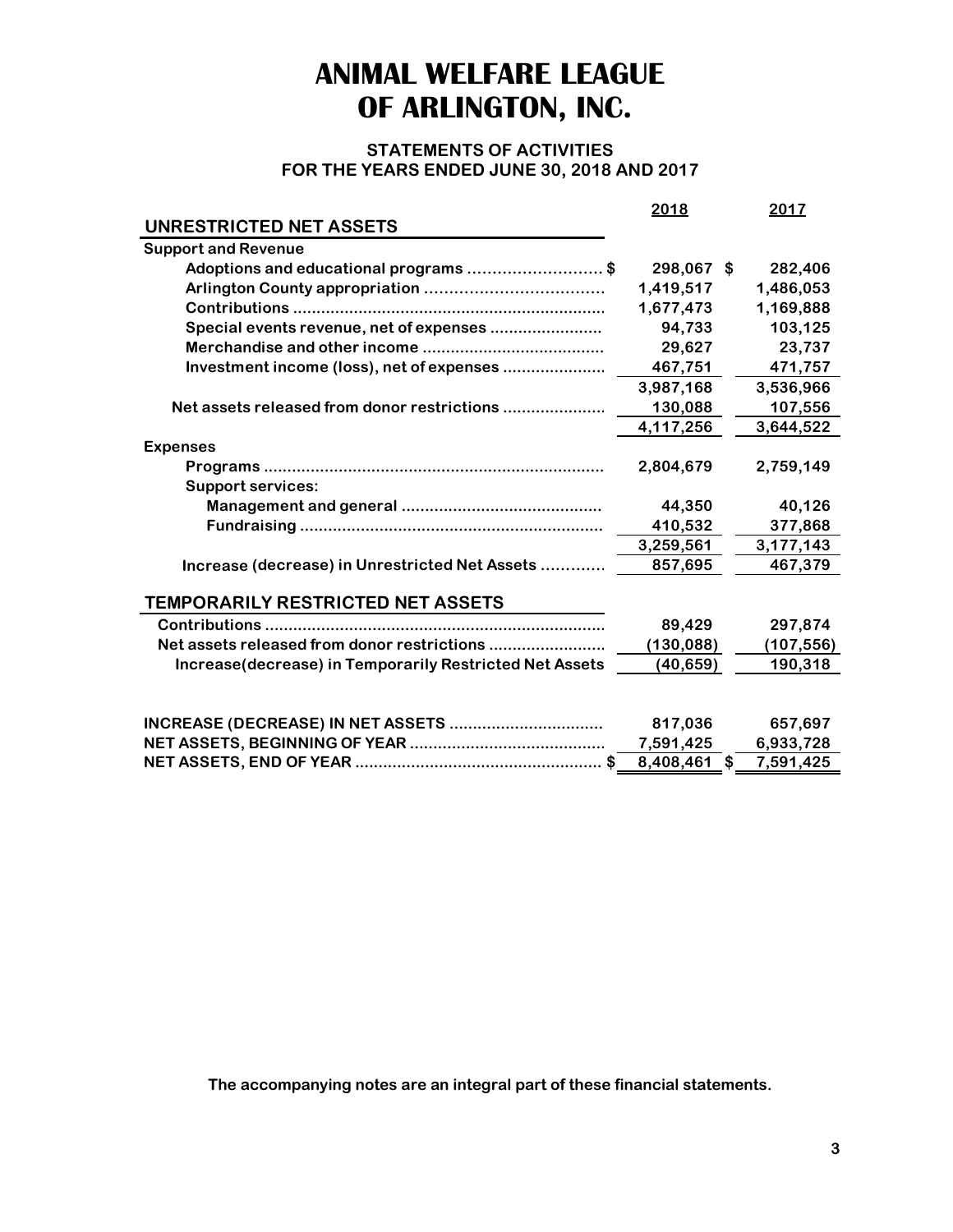# ANIMAL WELFARE LEAGUE OF ARLINGTON, INC.

## STATEMENTS OF ACTIVITIES
## FOR THE YEARS ENDED JUNE 30, 2018 AND 2017

| | 2018 | 2017 |
|---|---|---|
| **UNRESTRICTED NET ASSETS** | | |
| **Support and Revenue** | | |
| Adoptions and educational programs | $ 298,067 | $ 282,406 |
| Arlington County appropriation | 1,419,517 | 1,486,053 |
| Contributions | 1,677,473 | 1,169,888 |
| Special events revenue, net of expenses | 94,733 | 103,125 |
| Merchandise and other income | 29,627 | 23,737 |
| Investment income (loss), net of expenses | 467,751 | 471,757 |
| | 3,987,168 | 3,536,966 |
| Net assets released from donor restrictions | 130,088 | 107,556 |
| | 4,117,256 | 3,644,522 |
| **Expenses** | | |
| Programs | 2,804,679 | 2,759,149 |
| Support services: | | |
| Management and general | 44,350 | 40,126 |
| Fundraising | 410,532 | 377,868 |
| | 3,259,561 | 3,177,143 |
| Increase (decrease) in Unrestricted Net Assets | 857,695 | 467,379 |
| **TEMPORARILY RESTRICTED NET ASSETS** | | |
| Contributions | 89,429 | 297,874 |
| Net assets released from donor restrictions | (130,088) | (107,556) |
| Increase(decrease) in Temporarily Restricted Net Assets | (40,659) | 190,318 |
| | | |
| **INCREASE (DECREASE) IN NET ASSETS** | 817,036 | 657,697 |
| **NET ASSETS, BEGINNING OF YEAR** | 7,591,425 | 6,933,728 |
| **NET ASSETS, END OF YEAR** | $ 8,408,461 | $ 7,591,425 |

**The accompanying notes are an integral part of these financial statements.**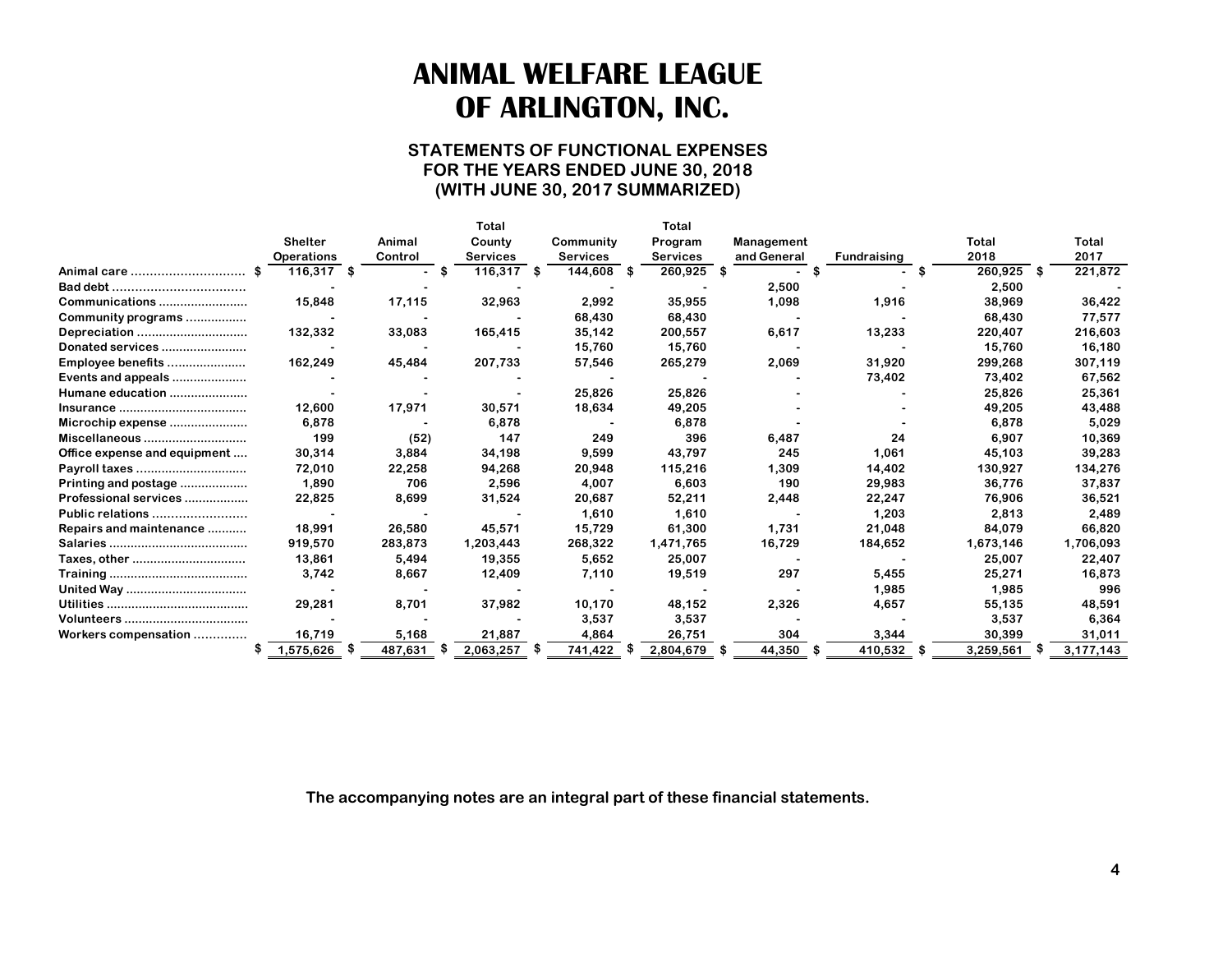# ANIMAL WELFARE LEAGUE OF ARLINGTON, INC.

## STATEMENTS OF FUNCTIONAL EXPENSES
## FOR THE YEARS ENDED JUNE 30, 2018
## (WITH JUNE 30, 2017 SUMMARIZED)

| | Shelter Operations | Animal Control | Total County Services | Community Services | Total Program Services | Management and General | Fundraising | Total 2018 | Total 2017 |
|---|---|---|---|---|---|---|---|---|---|
| Animal care | $ 116,317 | $ - | $ 116,317 | $ 144,608 | $ 260,925 | $ - | $ - | $ 260,925 | $ 221,872 |
| Bad debt | - | - | - | - | - | 2,500 | - | 2,500 | - |
| Communications | 15,848 | 17,115 | 32,963 | 2,992 | 35,955 | 1,098 | 1,916 | 38,969 | 36,422 |
| Community programs | - | - | - | 68,430 | 68,430 | - | - | 68,430 | 77,577 |
| Depreciation | 132,332 | 33,083 | 165,415 | 35,142 | 200,557 | 6,617 | 13,233 | 220,407 | 216,603 |
| Donated services | - | - | - | 15,760 | 15,760 | - | - | 15,760 | 16,180 |
| Employee benefits | 162,249 | 45,484 | 207,733 | 57,546 | 265,279 | 2,069 | 31,920 | 299,268 | 307,119 |
| Events and appeals | - | - | - | - | - | - | 73,402 | 73,402 | 67,562 |
| Humane education | - | - | - | 25,826 | 25,826 | - | - | 25,826 | 25,361 |
| Insurance | 12,600 | 17,971 | 30,571 | 18,634 | 49,205 | - | - | 49,205 | 43,488 |
| Microchip expense | 6,878 | - | 6,878 | - | 6,878 | - | - | 6,878 | 5,029 |
| Miscellaneous | 199 | (52) | 147 | 249 | 396 | 6,487 | 24 | 6,907 | 10,369 |
| Office expense and equipment | 30,314 | 3,884 | 34,198 | 9,599 | 43,797 | 245 | 1,061 | 45,103 | 39,283 |
| Payroll taxes | 72,010 | 22,258 | 94,268 | 20,948 | 115,216 | 1,309 | 14,402 | 130,927 | 134,276 |
| Printing and postage | 1,890 | 706 | 2,596 | 4,007 | 6,603 | 190 | 29,983 | 36,776 | 37,837 |
| Professional services | 22,825 | 8,699 | 31,524 | 20,687 | 52,211 | 2,448 | 22,247 | 76,906 | 36,521 |
| Public relations | - | - | - | 1,610 | 1,610 | - | 1,203 | 2,813 | 2,489 |
| Repairs and maintenance | 18,991 | 26,580 | 45,571 | 15,729 | 61,300 | 1,731 | 21,048 | 84,079 | 66,820 |
| Salaries | 919,570 | 283,873 | 1,203,443 | 268,322 | 1,471,765 | 16,729 | 184,652 | 1,673,146 | 1,706,093 |
| Taxes, other | 13,861 | 5,494 | 19,355 | 5,652 | 25,007 | - | - | 25,007 | 22,407 |
| Training | 3,742 | 8,667 | 12,409 | 7,110 | 19,519 | 297 | 5,455 | 25,271 | 16,873 |
| United Way | - | - | - | - | - | - | 1,985 | 1,985 | 996 |
| Utilities | 29,281 | 8,701 | 37,982 | 10,170 | 48,152 | 2,326 | 4,657 | 55,135 | 48,591 |
| Volunteers | - | - | - | 3,537 | 3,537 | - | - | 3,537 | 6,364 |
| Workers compensation | 16,719 | 5,168 | 21,887 | 4,864 | 26,751 | 304 | 3,344 | 30,399 | 31,011 |
| | $ 1,575,626 | $ 487,631 | $ 2,063,257 | $ 741,422 | $ 2,804,679 | $ 44,350 | $ 410,532 | $ 3,259,561 | $ 3,177,143 |

The accompanying notes are an integral part of these financial statements.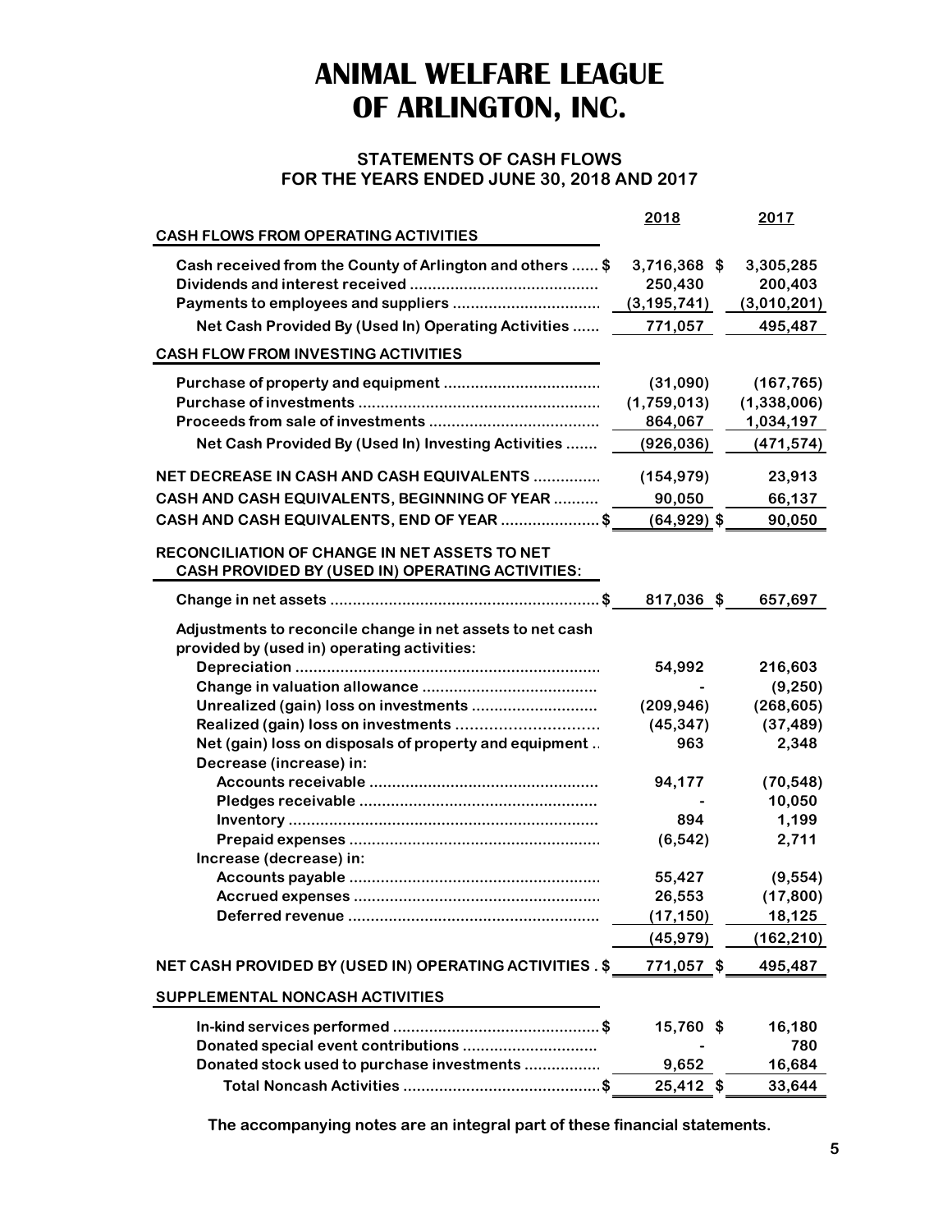# ANIMAL WELFARE LEAGUE OF ARLINGTON, INC.

## STATEMENTS OF CASH FLOWS
## FOR THE YEARS ENDED JUNE 30, 2018 AND 2017

| | 2018 | 2017 |
|---|---|---|
| **CASH FLOWS FROM OPERATING ACTIVITIES** | | |
| Cash received from the County of Arlington and others ...... $ | 3,716,368 $ | 3,305,285 |
| Dividends and interest received | 250,430 | 200,403 |
| Payments to employees and suppliers | (3,195,741) | (3,010,201) |
| Net Cash Provided By (Used In) Operating Activities | 771,057 | 495,487 |
| **CASH FLOW FROM INVESTING ACTIVITIES** | | |
| Purchase of property and equipment | (31,090) | (167,765) |
| Purchase of investments | (1,759,013) | (1,338,006) |
| Proceeds from sale of investments | 864,067 | 1,034,197 |
| Net Cash Provided By (Used In) Investing Activities | (926,036) | (471,574) |
| NET DECREASE IN CASH AND CASH EQUIVALENTS | (154,979) | 23,913 |
| CASH AND CASH EQUIVALENTS, BEGINNING OF YEAR | 90,050 | 66,137 |
| CASH AND CASH EQUIVALENTS, END OF YEAR ...................... $ | (64,929) $ | 90,050 |
| **RECONCILIATION OF CHANGE IN NET ASSETS TO NET CASH PROVIDED BY (USED IN) OPERATING ACTIVITIES:** | | |
| Change in net assets ...................................................... $ | 817,036 $ | 657,697 |
| Adjustments to reconcile change in net assets to net cash provided by (used in) operating activities: | | |
| Depreciation | 54,992 | 216,603 |
| Change in valuation allowance | - | (9,250) |
| Unrealized (gain) loss on investments | (209,946) | (268,605) |
| Realized (gain) loss on investments | (45,347) | (37,489) |
| Net (gain) loss on disposals of property and equipment | 963 | 2,348 |
| Decrease (increase) in: | | |
| Accounts receivable | 94,177 | (70,548) |
| Pledges receivable | - | 10,050 |
| Inventory | 894 | 1,199 |
| Prepaid expenses | (6,542) | 2,711 |
| Increase (decrease) in: | | |
| Accounts payable | 55,427 | (9,554) |
| Accrued expenses | 26,553 | (17,800) |
| Deferred revenue | (17,150) | 18,125 |
| | (45,979) | (162,210) |
| NET CASH PROVIDED BY (USED IN) OPERATING ACTIVITIES . $ | 771,057 $ | 495,487 |
| **SUPPLEMENTAL NONCASH ACTIVITIES** | | |
| In-kind services performed ............................................. $ | 15,760 $ | 16,180 |
| Donated special event contributions | - | 780 |
| Donated stock used to purchase investments | 9,652 | 16,684 |
| Total Noncash Activities ........................................... $ | 25,412 $ | 33,644 |

The accompanying notes are an integral part of these financial statements.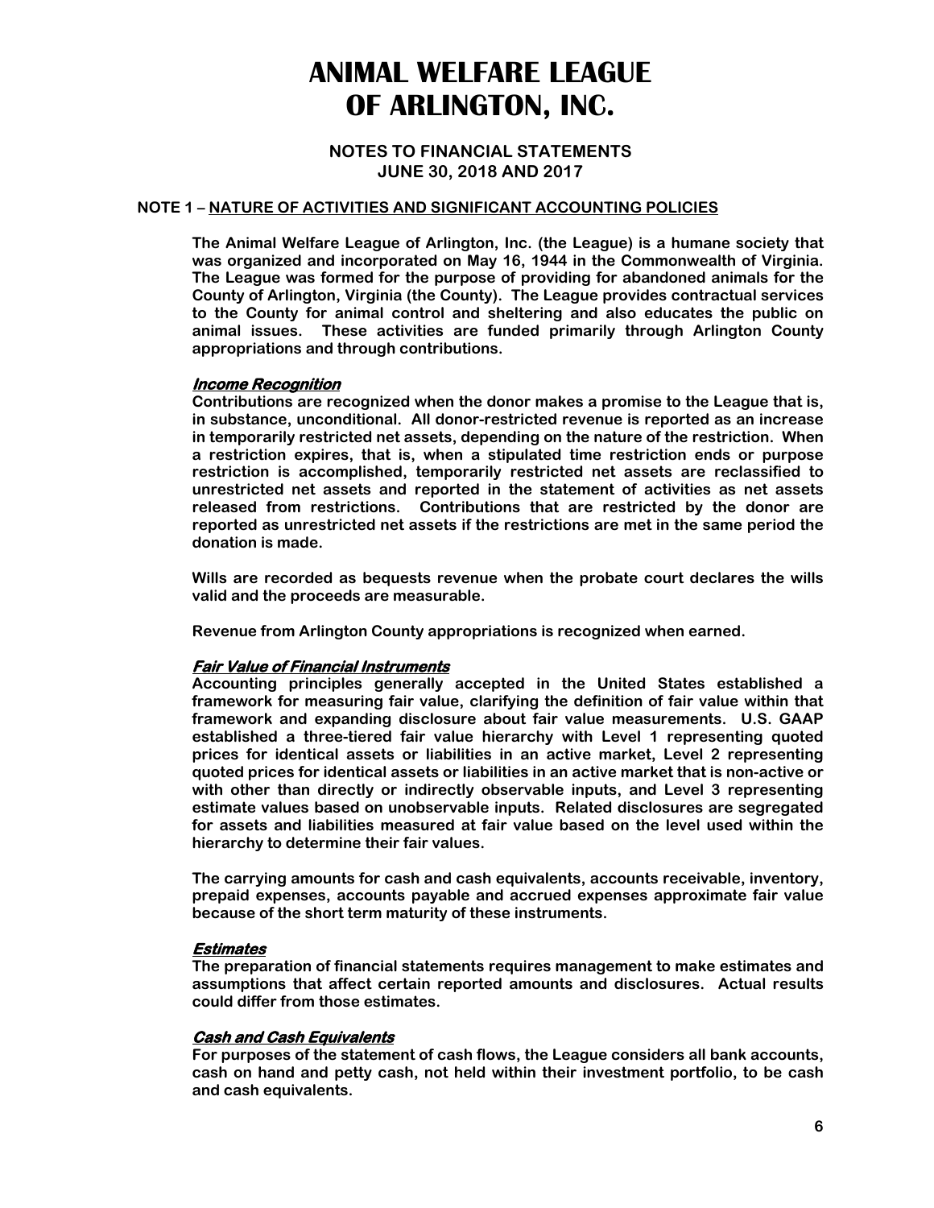# ANIMAL WELFARE LEAGUE OF ARLINGTON, INC.

## NOTES TO FINANCIAL STATEMENTS
## JUNE 30, 2018 AND 2017

**NOTE 1 – NATURE OF ACTIVITIES AND SIGNIFICANT ACCOUNTING POLICIES**

The Animal Welfare League of Arlington, Inc. (the League) is a humane society that was organized and incorporated on May 16, 1944 in the Commonwealth of Virginia. The League was formed for the purpose of providing for abandoned animals for the County of Arlington, Virginia (the County). The League provides contractual services to the County for animal control and sheltering and also educates the public on animal issues. These activities are funded primarily through Arlington County appropriations and through contributions.

***Income Recognition***

Contributions are recognized when the donor makes a promise to the League that is, in substance, unconditional. All donor-restricted revenue is reported as an increase in temporarily restricted net assets, depending on the nature of the restriction. When a restriction expires, that is, when a stipulated time restriction ends or purpose restriction is accomplished, temporarily restricted net assets are reclassified to unrestricted net assets and reported in the statement of activities as net assets released from restrictions. Contributions that are restricted by the donor are reported as unrestricted net assets if the restrictions are met in the same period the donation is made.

Wills are recorded as bequests revenue when the probate court declares the wills valid and the proceeds are measurable.

Revenue from Arlington County appropriations is recognized when earned.

***Fair Value of Financial Instruments***

Accounting principles generally accepted in the United States established a framework for measuring fair value, clarifying the definition of fair value within that framework and expanding disclosure about fair value measurements. U.S. GAAP established a three-tiered fair value hierarchy with Level 1 representing quoted prices for identical assets or liabilities in an active market, Level 2 representing quoted prices for identical assets or liabilities in an active market that is non-active or with other than directly or indirectly observable inputs, and Level 3 representing estimate values based on unobservable inputs. Related disclosures are segregated for assets and liabilities measured at fair value based on the level used within the hierarchy to determine their fair values.

The carrying amounts for cash and cash equivalents, accounts receivable, inventory, prepaid expenses, accounts payable and accrued expenses approximate fair value because of the short term maturity of these instruments.

***Estimates***

The preparation of financial statements requires management to make estimates and assumptions that affect certain reported amounts and disclosures. Actual results could differ from those estimates.

***Cash and Cash Equivalents***

For purposes of the statement of cash flows, the League considers all bank accounts, cash on hand and petty cash, not held within their investment portfolio, to be cash and cash equivalents.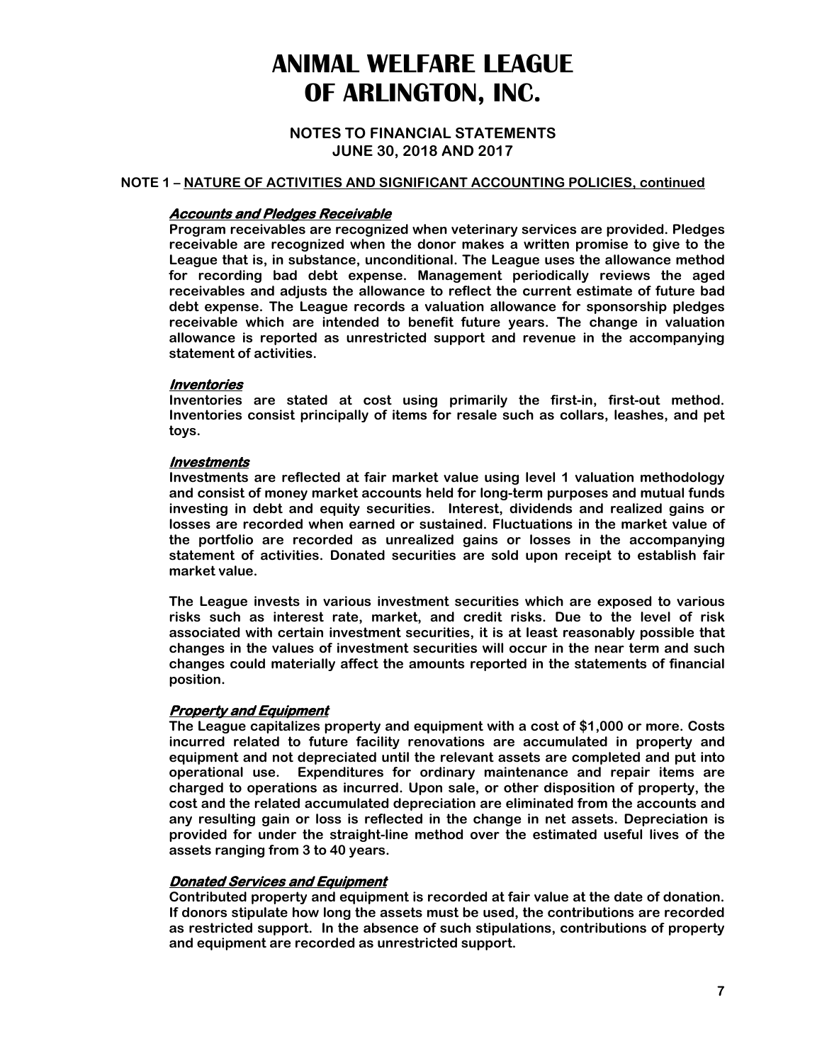# ANIMAL WELFARE LEAGUE OF ARLINGTON, INC.

**NOTES TO FINANCIAL STATEMENTS**
**JUNE 30, 2018 AND 2017**

**NOTE 1 – NATURE OF ACTIVITIES AND SIGNIFICANT ACCOUNTING POLICIES, continued**

***Accounts and Pledges Receivable***

Program receivables are recognized when veterinary services are provided. Pledges receivable are recognized when the donor makes a written promise to give to the League that is, in substance, unconditional. The League uses the allowance method for recording bad debt expense. Management periodically reviews the aged receivables and adjusts the allowance to reflect the current estimate of future bad debt expense. The League records a valuation allowance for sponsorship pledges receivable which are intended to benefit future years. The change in valuation allowance is reported as unrestricted support and revenue in the accompanying statement of activities.

***Inventories***

Inventories are stated at cost using primarily the first-in, first-out method. Inventories consist principally of items for resale such as collars, leashes, and pet toys.

***Investments***

Investments are reflected at fair market value using level 1 valuation methodology and consist of money market accounts held for long-term purposes and mutual funds investing in debt and equity securities. Interest, dividends and realized gains or losses are recorded when earned or sustained. Fluctuations in the market value of the portfolio are recorded as unrealized gains or losses in the accompanying statement of activities. Donated securities are sold upon receipt to establish fair market value.

The League invests in various investment securities which are exposed to various risks such as interest rate, market, and credit risks. Due to the level of risk associated with certain investment securities, it is at least reasonably possible that changes in the values of investment securities will occur in the near term and such changes could materially affect the amounts reported in the statements of financial position.

***Property and Equipment***

The League capitalizes property and equipment with a cost of $1,000 or more. Costs incurred related to future facility renovations are accumulated in property and equipment and not depreciated until the relevant assets are completed and put into operational use. Expenditures for ordinary maintenance and repair items are charged to operations as incurred. Upon sale, or other disposition of property, the cost and the related accumulated depreciation are eliminated from the accounts and any resulting gain or loss is reflected in the change in net assets. Depreciation is provided for under the straight-line method over the estimated useful lives of the assets ranging from 3 to 40 years.

***Donated Services and Equipment***

Contributed property and equipment is recorded at fair value at the date of donation. If donors stipulate how long the assets must be used, the contributions are recorded as restricted support. In the absence of such stipulations, contributions of property and equipment are recorded as unrestricted support.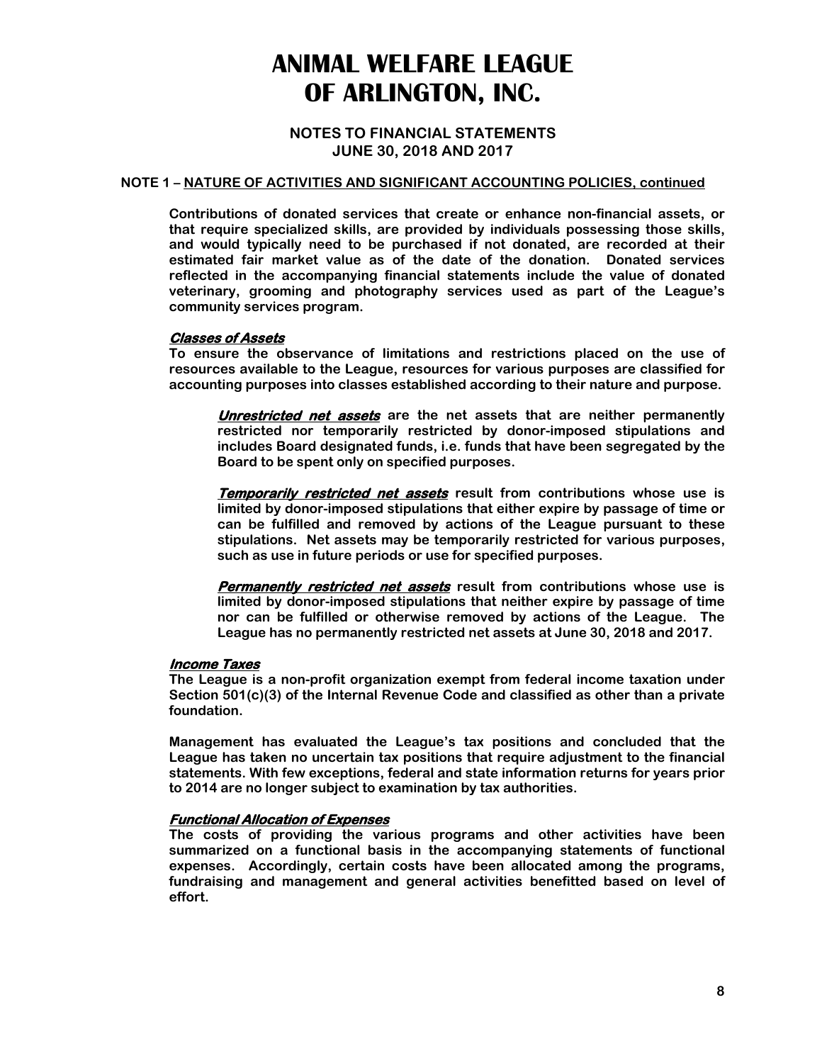# ANIMAL WELFARE LEAGUE OF ARLINGTON, INC.

## NOTES TO FINANCIAL STATEMENTS
## JUNE 30, 2018 AND 2017

### NOTE 1 – NATURE OF ACTIVITIES AND SIGNIFICANT ACCOUNTING POLICIES, continued

Contributions of donated services that create or enhance non-financial assets, or that require specialized skills, are provided by individuals possessing those skills, and would typically need to be purchased if not donated, are recorded at their estimated fair market value as of the date of the donation. Donated services reflected in the accompanying financial statements include the value of donated veterinary, grooming and photography services used as part of the League's community services program.

***Classes of Assets***

To ensure the observance of limitations and restrictions placed on the use of resources available to the League, resources for various purposes are classified for accounting purposes into classes established according to their nature and purpose.

***Unrestricted net assets*** are the net assets that are neither permanently restricted nor temporarily restricted by donor-imposed stipulations and includes Board designated funds, i.e. funds that have been segregated by the Board to be spent only on specified purposes.

***Temporarily restricted net assets*** result from contributions whose use is limited by donor-imposed stipulations that either expire by passage of time or can be fulfilled and removed by actions of the League pursuant to these stipulations. Net assets may be temporarily restricted for various purposes, such as use in future periods or use for specified purposes.

***Permanently restricted net assets*** result from contributions whose use is limited by donor-imposed stipulations that neither expire by passage of time nor can be fulfilled or otherwise removed by actions of the League. The League has no permanently restricted net assets at June 30, 2018 and 2017.

***Income Taxes***

The League is a non-profit organization exempt from federal income taxation under Section 501(c)(3) of the Internal Revenue Code and classified as other than a private foundation.

Management has evaluated the League's tax positions and concluded that the League has taken no uncertain tax positions that require adjustment to the financial statements. With few exceptions, federal and state information returns for years prior to 2014 are no longer subject to examination by tax authorities.

***Functional Allocation of Expenses***

The costs of providing the various programs and other activities have been summarized on a functional basis in the accompanying statements of functional expenses. Accordingly, certain costs have been allocated among the programs, fundraising and management and general activities benefitted based on level of effort.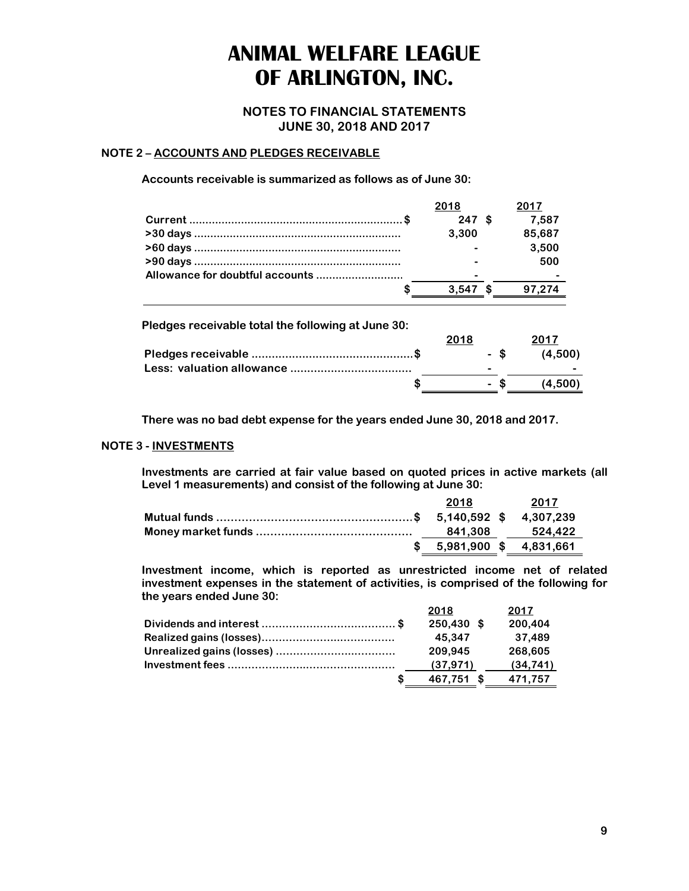# ANIMAL WELFARE LEAGUE OF ARLINGTON, INC.

## NOTES TO FINANCIAL STATEMENTS JUNE 30, 2018 AND 2017

### NOTE 2 – ACCOUNTS AND PLEDGES RECEIVABLE

**Accounts receivable is summarized as follows as of June 30:**

| | 2018 | 2017 |
|---|---|---|
| Current | $ 247 | $ 7,587 |
| >30 days | 3,300 | 85,687 |
| >60 days | - | 3,500 |
| >90 days | - | 500 |
| Allowance for doubtful accounts | - | - |
| | $ 3,547 | $ 97,274 |

**Pledges receivable total the following at June 30:**

| | 2018 | 2017 |
|---|---|---|
| Pledges receivable | $ - | $ (4,500) |
| Less: valuation allowance | - | - |
| | $ - | $ (4,500) |

**There was no bad debt expense for the years ended June 30, 2018 and 2017.**

### NOTE 3 - INVESTMENTS

**Investments are carried at fair value based on quoted prices in active markets (all Level 1 measurements) and consist of the following at June 30:**

| | 2018 | 2017 |
|---|---|---|
| Mutual funds | $ 5,140,592 | $ 4,307,239 |
| Money market funds | 841,308 | 524,422 |
| | $ 5,981,900 | $ 4,831,661 |

**Investment income, which is reported as unrestricted income net of related investment expenses in the statement of activities, is comprised of the following for the years ended June 30:**

| | 2018 | 2017 |
|---|---|---|
| Dividends and interest | $ 250,430 | $ 200,404 |
| Realized gains (losses) | 45,347 | 37,489 |
| Unrealized gains (losses) | 209,945 | 268,605 |
| Investment fees | (37,971) | (34,741) |
| | $ 467,751 | $ 471,757 |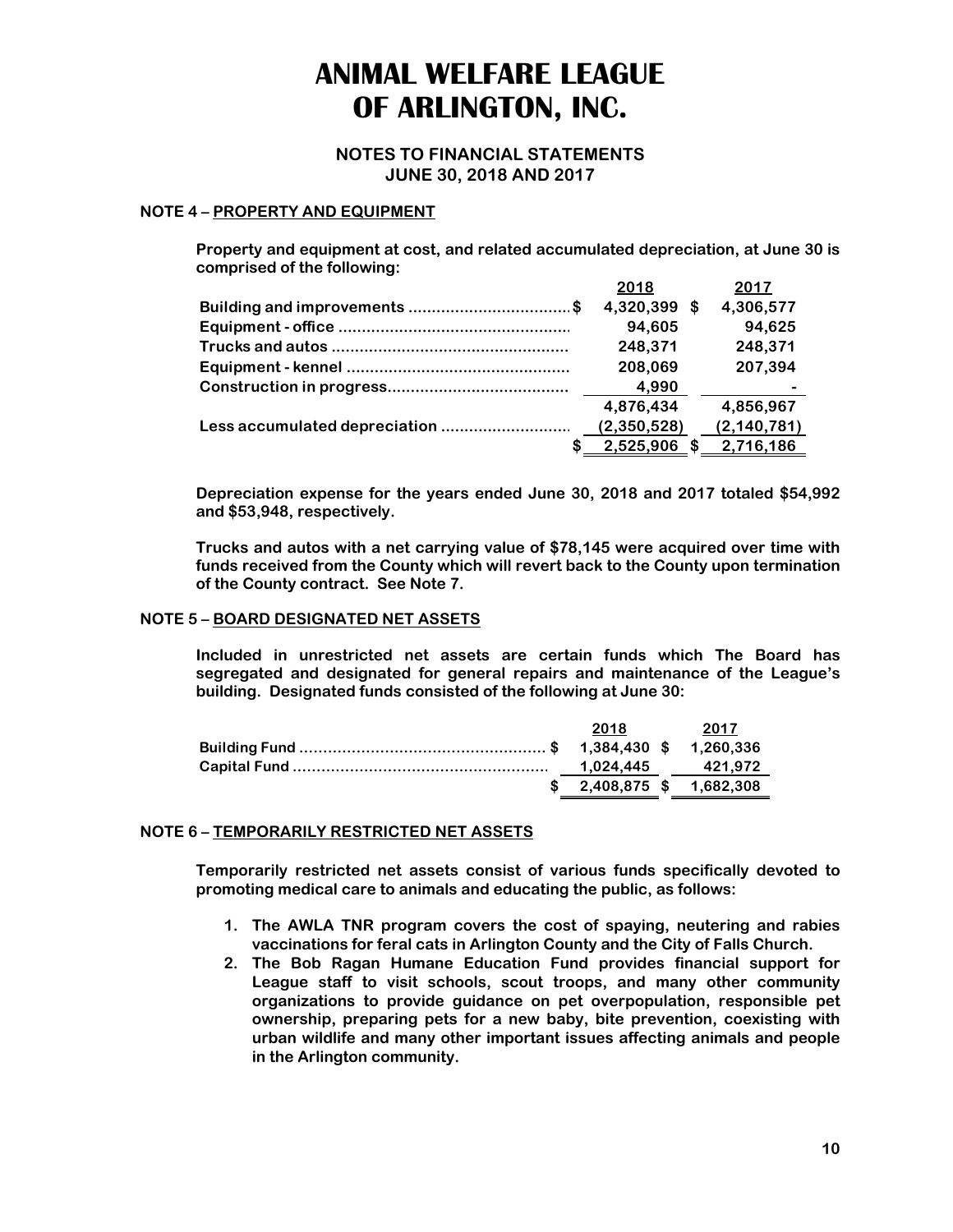# ANIMAL WELFARE LEAGUE OF ARLINGTON, INC.

**NOTES TO FINANCIAL STATEMENTS**
**JUNE 30, 2018 AND 2017**

**NOTE 4 – PROPERTY AND EQUIPMENT**

Property and equipment at cost, and related accumulated depreciation, at June 30 is comprised of the following:

| | 2018 | 2017 |
|---|---|---|
| Building and improvements | $ 4,320,399 | $ 4,306,577 |
| Equipment - office | 94,605 | 94,625 |
| Trucks and autos | 248,371 | 248,371 |
| Equipment - kennel | 208,069 | 207,394 |
| Construction in progress | 4,990 | - |
| | 4,876,434 | 4,856,967 |
| Less accumulated depreciation | (2,350,528) | (2,140,781) |
| | $ 2,525,906 | $ 2,716,186 |

Depreciation expense for the years ended June 30, 2018 and 2017 totaled $54,992 and $53,948, respectively.

Trucks and autos with a net carrying value of $78,145 were acquired over time with funds received from the County which will revert back to the County upon termination of the County contract. See Note 7.

**NOTE 5 – BOARD DESIGNATED NET ASSETS**

Included in unrestricted net assets are certain funds which The Board has segregated and designated for general repairs and maintenance of the League's building. Designated funds consisted of the following at June 30:

| | 2018 | 2017 |
|---|---|---|
| Building Fund | $ 1,384,430 | $ 1,260,336 |
| Capital Fund | 1,024,445 | 421,972 |
| | $ 2,408,875 | $ 1,682,308 |

**NOTE 6 – TEMPORARILY RESTRICTED NET ASSETS**

Temporarily restricted net assets consist of various funds specifically devoted to promoting medical care to animals and educating the public, as follows:

1. The AWLA TNR program covers the cost of spaying, neutering and rabies vaccinations for feral cats in Arlington County and the City of Falls Church.
2. The Bob Ragan Humane Education Fund provides financial support for League staff to visit schools, scout troops, and many other community organizations to provide guidance on pet overpopulation, responsible pet ownership, preparing pets for a new baby, bite prevention, coexisting with urban wildlife and many other important issues affecting animals and people in the Arlington community.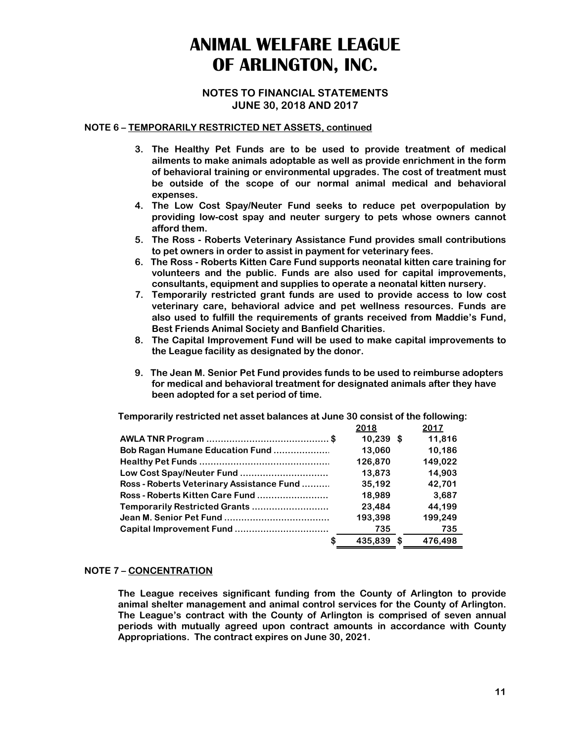# ANIMAL WELFARE LEAGUE OF ARLINGTON, INC.

## NOTES TO FINANCIAL STATEMENTS
## JUNE 30, 2018 AND 2017

**NOTE 6 – TEMPORARILY RESTRICTED NET ASSETS, continued**

3. **The Healthy Pet Funds are to be used to provide treatment of medical ailments to make animals adoptable as well as provide enrichment in the form of behavioral training or environmental upgrades. The cost of treatment must be outside of the scope of our normal animal medical and behavioral expenses.**
4. **The Low Cost Spay/Neuter Fund seeks to reduce pet overpopulation by providing low-cost spay and neuter surgery to pets whose owners cannot afford them.**
5. **The Ross - Roberts Veterinary Assistance Fund provides small contributions to pet owners in order to assist in payment for veterinary fees.**
6. **The Ross - Roberts Kitten Care Fund supports neonatal kitten care training for volunteers and the public. Funds are also used for capital improvements, consultants, equipment and supplies to operate a neonatal kitten nursery.**
7. **Temporarily restricted grant funds are used to provide access to low cost veterinary care, behavioral advice and pet wellness resources. Funds are also used to fulfill the requirements of grants received from Maddie's Fund, Best Friends Animal Society and Banfield Charities.**
8. **The Capital Improvement Fund will be used to make capital improvements to the League facility as designated by the donor.**
9. **The Jean M. Senior Pet Fund provides funds to be used to reimburse adopters for medical and behavioral treatment for designated animals after they have been adopted for a set period of time.**

**Temporarily restricted net asset balances at June 30 consist of the following:**

| | 2018 | 2017 |
|---|---|---|
| AWLA TNR Program | $ 10,239 | $ 11,816 |
| Bob Ragan Humane Education Fund | 13,060 | 10,186 |
| Healthy Pet Funds | 126,870 | 149,022 |
| Low Cost Spay/Neuter Fund | 13,873 | 14,903 |
| Ross - Roberts Veterinary Assistance Fund | 35,192 | 42,701 |
| Ross - Roberts Kitten Care Fund | 18,989 | 3,687 |
| Temporarily Restricted Grants | 23,484 | 44,199 |
| Jean M. Senior Pet Fund | 193,398 | 199,249 |
| Capital Improvement Fund | 735 | 735 |
| | $ 435,839 | $ 476,498 |

**NOTE 7 – CONCENTRATION**

**The League receives significant funding from the County of Arlington to provide animal shelter management and animal control services for the County of Arlington. The League's contract with the County of Arlington is comprised of seven annual periods with mutually agreed upon contract amounts in accordance with County Appropriations. The contract expires on June 30, 2021.**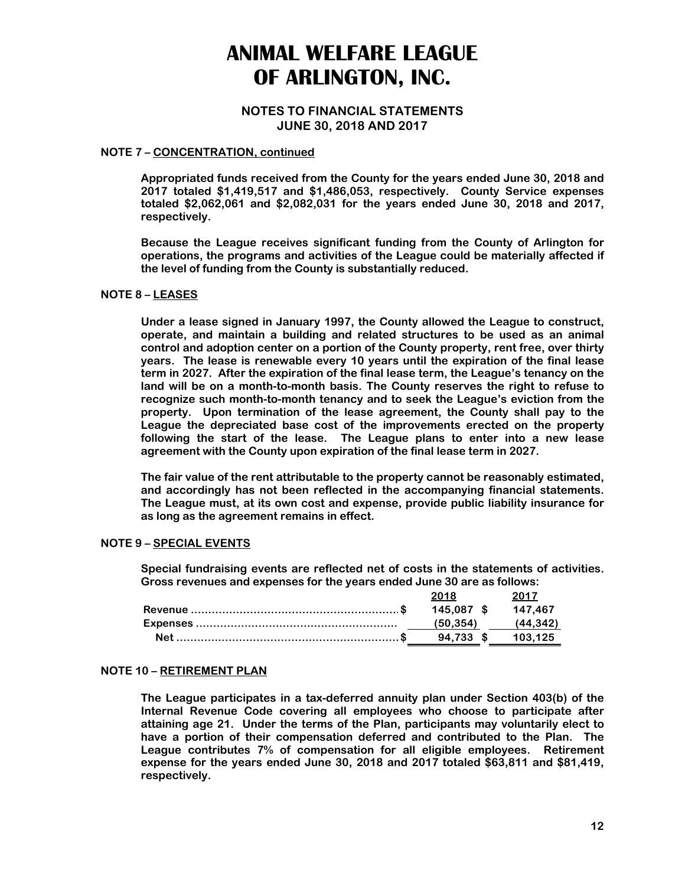# ANIMAL WELFARE LEAGUE OF ARLINGTON, INC.

## NOTES TO FINANCIAL STATEMENTS
## JUNE 30, 2018 AND 2017

**NOTE 7 – CONCENTRATION, continued**

Appropriated funds received from the County for the years ended June 30, 2018 and 2017 totaled $1,419,517 and $1,486,053, respectively. County Service expenses totaled $2,062,061 and $2,082,031 for the years ended June 30, 2018 and 2017, respectively.

Because the League receives significant funding from the County of Arlington for operations, the programs and activities of the League could be materially affected if the level of funding from the County is substantially reduced.

**NOTE 8 – LEASES**

Under a lease signed in January 1997, the County allowed the League to construct, operate, and maintain a building and related structures to be used as an animal control and adoption center on a portion of the County property, rent free, over thirty years. The lease is renewable every 10 years until the expiration of the final lease term in 2027. After the expiration of the final lease term, the League's tenancy on the land will be on a month-to-month basis. The County reserves the right to refuse to recognize such month-to-month tenancy and to seek the League's eviction from the property. Upon termination of the lease agreement, the County shall pay to the League the depreciated base cost of the improvements erected on the property following the start of the lease. The League plans to enter into a new lease agreement with the County upon expiration of the final lease term in 2027.

The fair value of the rent attributable to the property cannot be reasonably estimated, and accordingly has not been reflected in the accompanying financial statements. The League must, at its own cost and expense, provide public liability insurance for as long as the agreement remains in effect.

**NOTE 9 – SPECIAL EVENTS**

Special fundraising events are reflected net of costs in the statements of activities. Gross revenues and expenses for the years ended June 30 are as follows:

| | 2018 | 2017 |
|---|---|---|
| Revenue | $ 145,087 | $ 147,467 |
| Expenses | (50,354) | (44,342) |
| Net | $ 94,733 | $ 103,125 |

**NOTE 10 – RETIREMENT PLAN**

The League participates in a tax-deferred annuity plan under Section 403(b) of the Internal Revenue Code covering all employees who choose to participate after attaining age 21. Under the terms of the Plan, participants may voluntarily elect to have a portion of their compensation deferred and contributed to the Plan. The League contributes 7% of compensation for all eligible employees. Retirement expense for the years ended June 30, 2018 and 2017 totaled $63,811 and $81,419, respectively.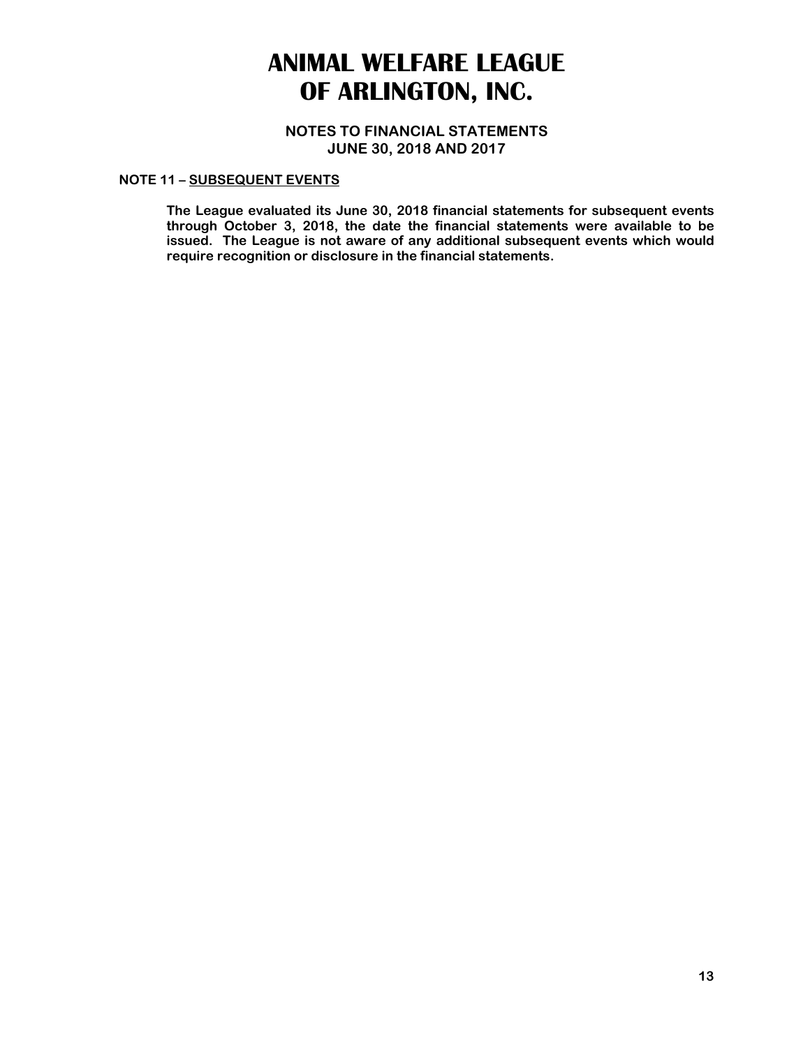# ANIMAL WELFARE LEAGUE OF ARLINGTON, INC.

## NOTES TO FINANCIAL STATEMENTS JUNE 30, 2018 AND 2017

### NOTE 11 – SUBSEQUENT EVENTS

**The League evaluated its June 30, 2018 financial statements for subsequent events through October 3, 2018, the date the financial statements were available to be issued. The League is not aware of any additional subsequent events which would require recognition or disclosure in the financial statements.**